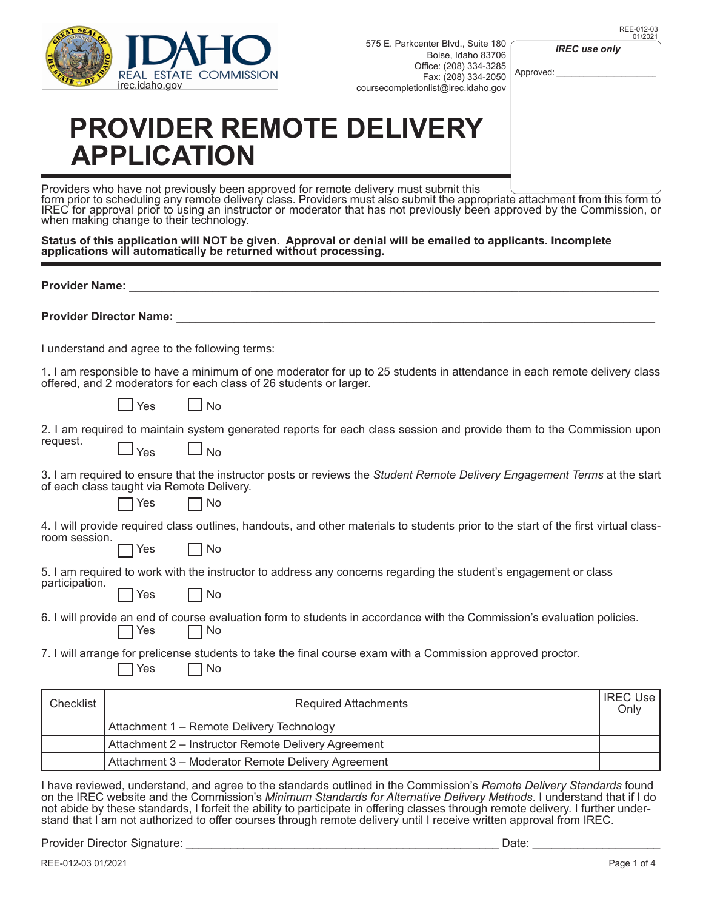IDAHO REAL ESTATE COMMISSION
irec.idaho.gov

575 E. Parkcenter Blvd., Suite 180
Boise, Idaho 83706
Office: (208) 334-3285
Fax: (208) 334-2050
coursecompletionlist@irec.idaho.gov

REE-012-03
01/2021

*IREC use only*

Approved: ____________________

# PROVIDER REMOTE DELIVERY APPLICATION

Providers who have not previously been approved for remote delivery must submit this form prior to scheduling any remote delivery class. Providers must also submit the appropriate attachment from this form to IREC for approval prior to using an instructor or moderator that has not previously been approved by the Commission, or when making change to their technology.

**Status of this application will NOT be given. Approval or denial will be emailed to applicants. Incomplete applications will automatically be returned without processing.**

**Provider Name:** ____________________________________________

**Provider Director Name:** ____________________________________________

I understand and agree to the following terms:

1. I am responsible to have a minimum of one moderator for up to 25 students in attendance in each remote delivery class offered, and 2 moderators for each class of 26 students or larger.

☐ Yes ☐ No

2. I am required to maintain system generated reports for each class session and provide them to the Commission upon request.

☐ Yes ☐ No

3. I am required to ensure that the instructor posts or reviews the *Student Remote Delivery Engagement Terms* at the start of each class taught via Remote Delivery.

☐ Yes ☐ No

4. I will provide required class outlines, handouts, and other materials to students prior to the start of the first virtual classroom session.

☐ Yes ☐ No

5. I am required to work with the instructor to address any concerns regarding the student's engagement or class participation.

☐ Yes ☐ No

6. I will provide an end of course evaluation form to students in accordance with the Commission's evaluation policies.

☐ Yes ☐ No

7. I will arrange for prelicense students to take the final course exam with a Commission approved proctor.

☐ Yes ☐ No

| Checklist | Required Attachments | IREC Use Only |
|---|---|---|
| | Attachment 1 – Remote Delivery Technology | |
| | Attachment 2 – Instructor Remote Delivery Agreement | |
| | Attachment 3 – Moderator Remote Delivery Agreement | |

I have reviewed, understand, and agree to the standards outlined in the Commission's *Remote Delivery Standards* found on the IREC website and the Commission's *Minimum Standards for Alternative Delivery Methods*. I understand that if I do not abide by these standards, I forfeit the ability to participate in offering classes through remote delivery. I further understand that I am not authorized to offer courses through remote delivery until I receive written approval from IREC.

Provider Director Signature: ______________________________ Date: ____________________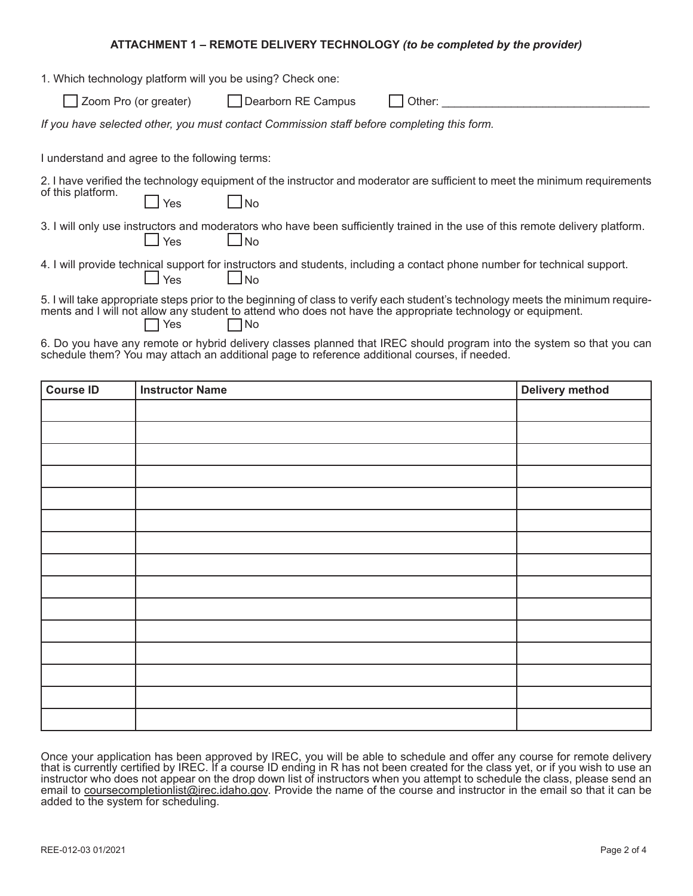## ATTACHMENT 1 – REMOTE DELIVERY TECHNOLOGY *(to be completed by the provider)*

1. Which technology platform will you be using? Check one:

☐ Zoom Pro (or greater) ☐ Dearborn RE Campus ☐ Other: ________________________________

*If you have selected other, you must contact Commission staff before completing this form.*

I understand and agree to the following terms:

2. I have verified the technology equipment of the instructor and moderator are sufficient to meet the minimum requirements of this platform.
☐ Yes ☐ No

3. I will only use instructors and moderators who have been sufficiently trained in the use of this remote delivery platform.
☐ Yes ☐ No

4. I will provide technical support for instructors and students, including a contact phone number for technical support.
☐ Yes ☐ No

5. I will take appropriate steps prior to the beginning of class to verify each student's technology meets the minimum requirements and I will not allow any student to attend who does not have the appropriate technology or equipment.
☐ Yes ☐ No

6. Do you have any remote or hybrid delivery classes planned that IREC should program into the system so that you can schedule them? You may attach an additional page to reference additional courses, if needed.

| Course ID | Instructor Name | Delivery method |
| --- | --- | --- |
| | | |
| | | |
| | | |
| | | |
| | | |
| | | |
| | | |
| | | |
| | | |
| | | |
| | | |
| | | |
| | | |
| | | |
| | | |

Once your application has been approved by IREC, you will be able to schedule and offer any course for remote delivery that is currently certified by IREC. If a course ID ending in R has not been created for the class yet, or if you wish to use an instructor who does not appear on the drop down list of instructors when you attempt to schedule the class, please send an email to coursecompletionlist@irec.idaho.gov. Provide the name of the course and instructor in the email so that it can be added to the system for scheduling.

REE-012-03 01/2021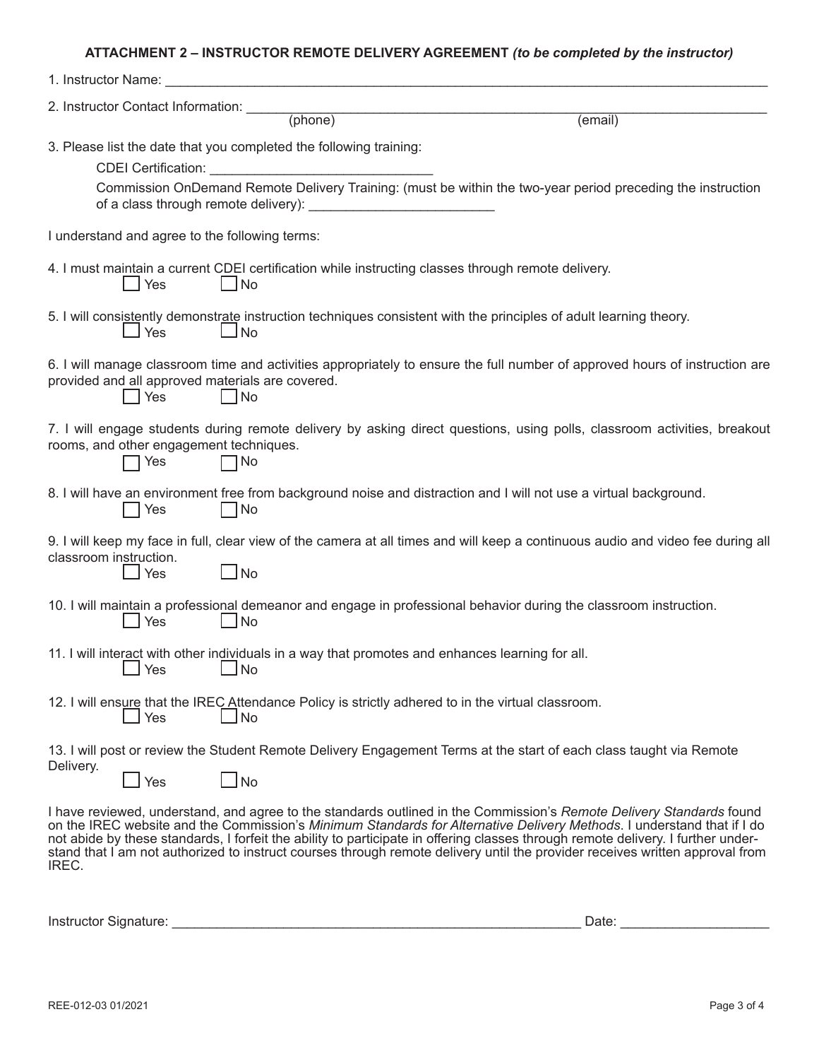## ATTACHMENT 2 – INSTRUCTOR REMOTE DELIVERY AGREEMENT *(to be completed by the instructor)*

1. Instructor Name: ______________________________________________________________________________

2. Instructor Contact Information: ____________________________________________________________________
(phone) (email)

3. Please list the date that you completed the following training:

   CDEI Certification: ____________________________

   Commission OnDemand Remote Delivery Training: (must be within the two-year period preceding the instruction of a class through remote delivery): ________________________

I understand and agree to the following terms:

4. I must maintain a current CDEI certification while instructing classes through remote delivery.
   ☐ Yes ☐ No

5. I will consistently demonstrate instruction techniques consistent with the principles of adult learning theory.
   ☐ Yes ☐ No

6. I will manage classroom time and activities appropriately to ensure the full number of approved hours of instruction are provided and all approved materials are covered.
   ☐ Yes ☐ No

7. I will engage students during remote delivery by asking direct questions, using polls, classroom activities, breakout rooms, and other engagement techniques.
   ☐ Yes ☐ No

8. I will have an environment free from background noise and distraction and I will not use a virtual background.
   ☐ Yes ☐ No

9. I will keep my face in full, clear view of the camera at all times and will keep a continuous audio and video fee during all classroom instruction.
   ☐ Yes ☐ No

10. I will maintain a professional demeanor and engage in professional behavior during the classroom instruction.
   ☐ Yes ☐ No

11. I will interact with other individuals in a way that promotes and enhances learning for all.
   ☐ Yes ☐ No

12. I will ensure that the IREC Attendance Policy is strictly adhered to in the virtual classroom.
   ☐ Yes ☐ No

13. I will post or review the Student Remote Delivery Engagement Terms at the start of each class taught via Remote Delivery.
   ☐ Yes ☐ No

I have reviewed, understand, and agree to the standards outlined in the Commission's *Remote Delivery Standards* found on the IREC website and the Commission's *Minimum Standards for Alternative Delivery Methods*. I understand that if I do not abide by these standards, I forfeit the ability to participate in offering classes through remote delivery. I further understand that I am not authorized to instruct courses through remote delivery until the provider receives written approval from IREC.

Instructor Signature: ______________________________________________________ Date: ___________________

REE-012-03 01/2021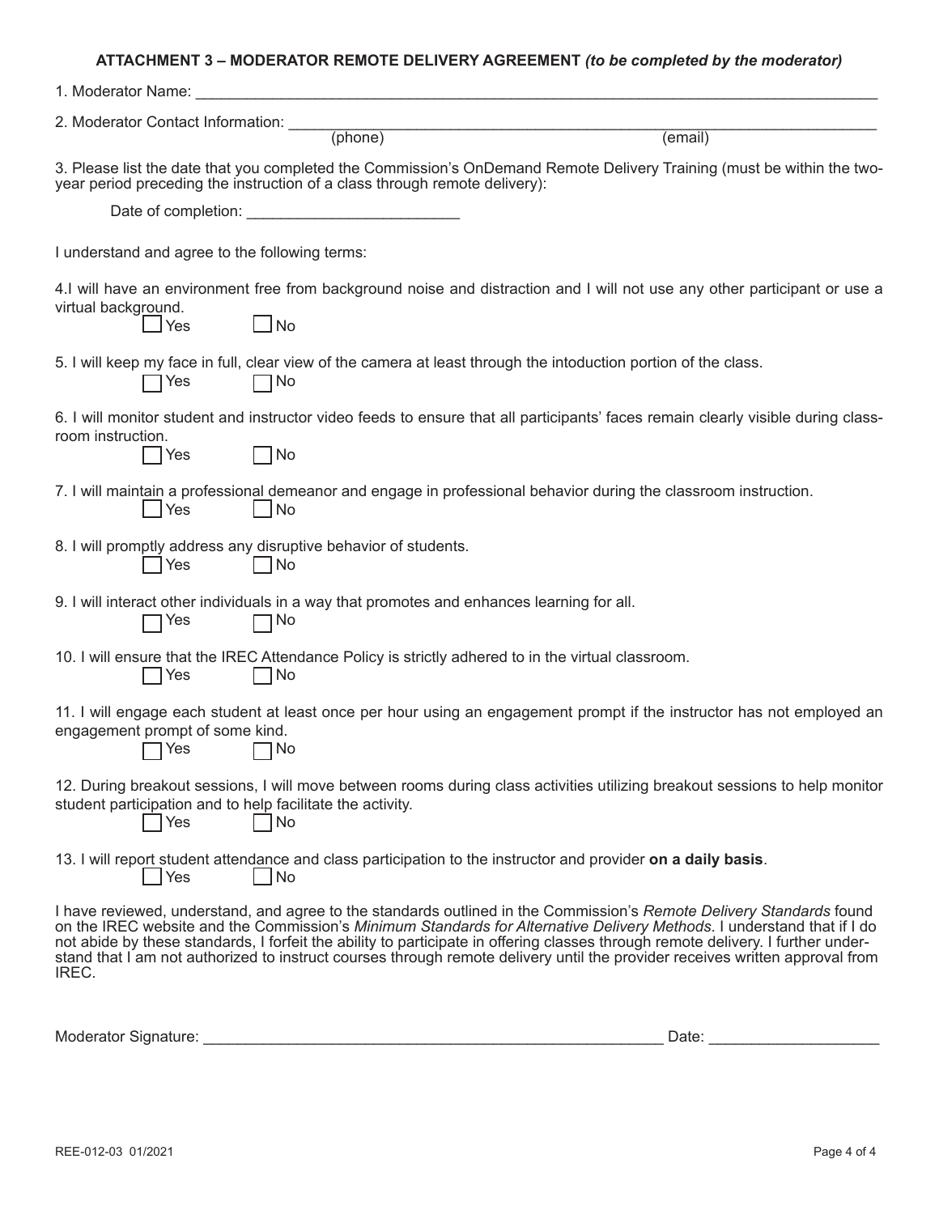## ATTACHMENT 3 – MODERATOR REMOTE DELIVERY AGREEMENT *(to be completed by the moderator)*

1. Moderator Name: ____________________________________________

2. Moderator Contact Information: ____________________________________________
(phone) (email)

3. Please list the date that you completed the Commission's OnDemand Remote Delivery Training (must be within the two-year period preceding the instruction of a class through remote delivery):

Date of completion: ________________________

I understand and agree to the following terms:

4.I will have an environment free from background noise and distraction and I will not use any other participant or use a virtual background.
☐ Yes ☐ No

5. I will keep my face in full, clear view of the camera at least through the intoduction portion of the class.
☐ Yes ☐ No

6. I will monitor student and instructor video feeds to ensure that all participants' faces remain clearly visible during classroom instruction.
☐ Yes ☐ No

7. I will maintain a professional demeanor and engage in professional behavior during the classroom instruction.
☐ Yes ☐ No

8. I will promptly address any disruptive behavior of students.
☐ Yes ☐ No

9. I will interact other individuals in a way that promotes and enhances learning for all.
☐ Yes ☐ No

10. I will ensure that the IREC Attendance Policy is strictly adhered to in the virtual classroom.
☐ Yes ☐ No

11. I will engage each student at least once per hour using an engagement prompt if the instructor has not employed an engagement prompt of some kind.
☐ Yes ☐ No

12. During breakout sessions, I will move between rooms during class activities utilizing breakout sessions to help monitor student participation and to help facilitate the activity.
☐ Yes ☐ No

13. I will report student attendance and class participation to the instructor and provider **on a daily basis**.
☐ Yes ☐ No

I have reviewed, understand, and agree to the standards outlined in the Commission's *Remote Delivery Standards* found on the IREC website and the Commission's *Minimum Standards for Alternative Delivery Methods*. I understand that if I do not abide by these standards, I forfeit the ability to participate in offering classes through remote delivery. I further understand that I am not authorized to instruct courses through remote delivery until the provider receives written approval from IREC.

Moderator Signature: ________________________________________ Date: ____________________

REE-012-03 01/2021